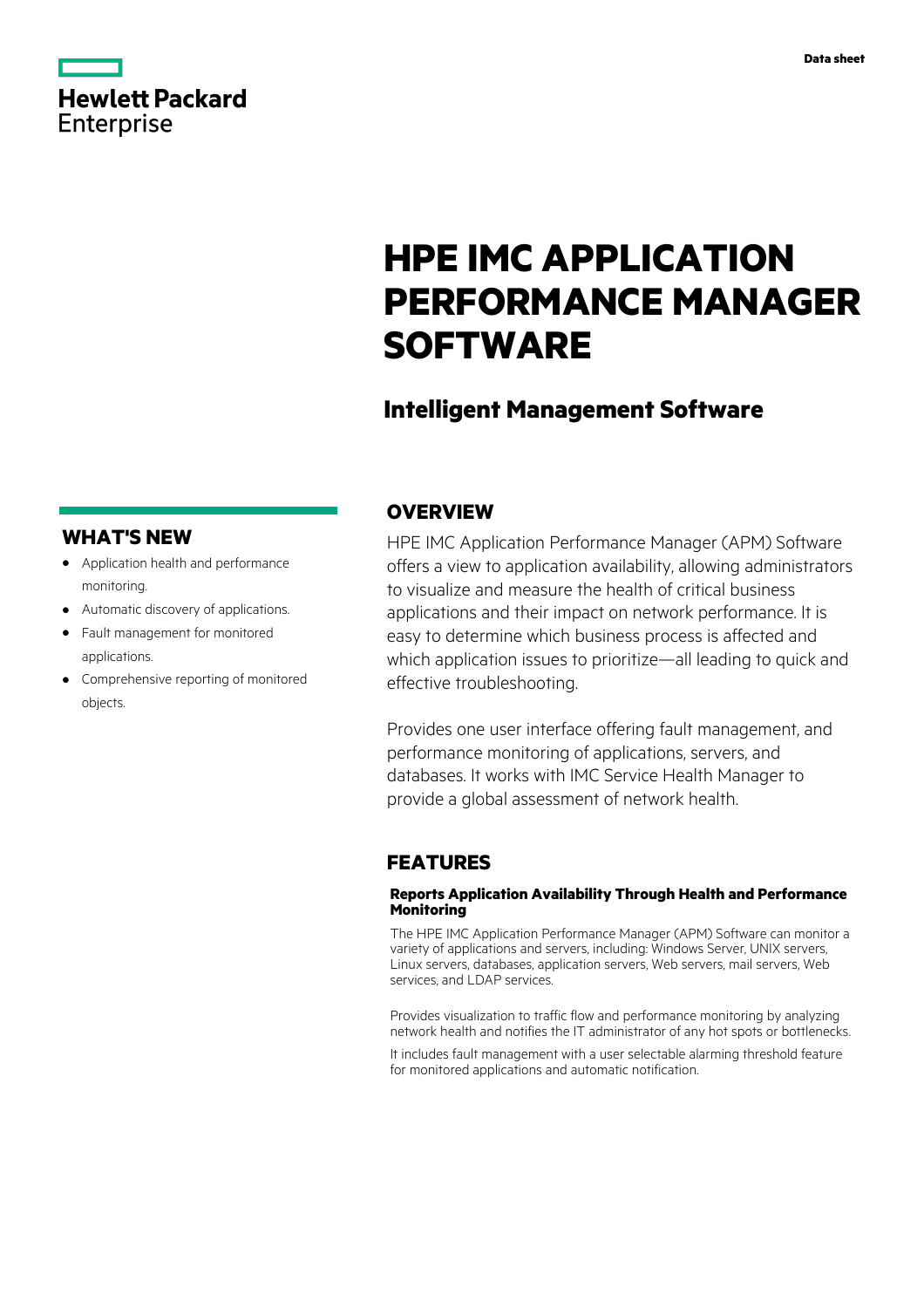Hewlett Packard Enterprise

Data sheet

# HPE IMC APPLICATION PERFORMANCE MANAGER SOFTWARE

## Intelligent Management Software

## WHAT'S NEW

- Application health and performance monitoring.
- Automatic discovery of applications.
- Fault management for monitored applications.
- Comprehensive reporting of monitored objects.

## OVERVIEW

HPE IMC Application Performance Manager (APM) Software offers a view to application availability, allowing administrators to visualize and measure the health of critical business applications and their impact on network performance. It is easy to determine which business process is affected and which application issues to prioritize—all leading to quick and effective troubleshooting.

Provides one user interface offering fault management, and performance monitoring of applications, servers, and databases. It works with IMC Service Health Manager to provide a global assessment of network health.

## FEATURES

### Reports Application Availability Through Health and Performance Monitoring

The HPE IMC Application Performance Manager (APM) Software can monitor a variety of applications and servers, including: Windows Server, UNIX servers, Linux servers, databases, application servers, Web servers, mail servers, Web services, and LDAP services.

Provides visualization to traffic flow and performance monitoring by analyzing network health and notifies the IT administrator of any hot spots or bottlenecks.

It includes fault management with a user selectable alarming threshold feature for monitored applications and automatic notification.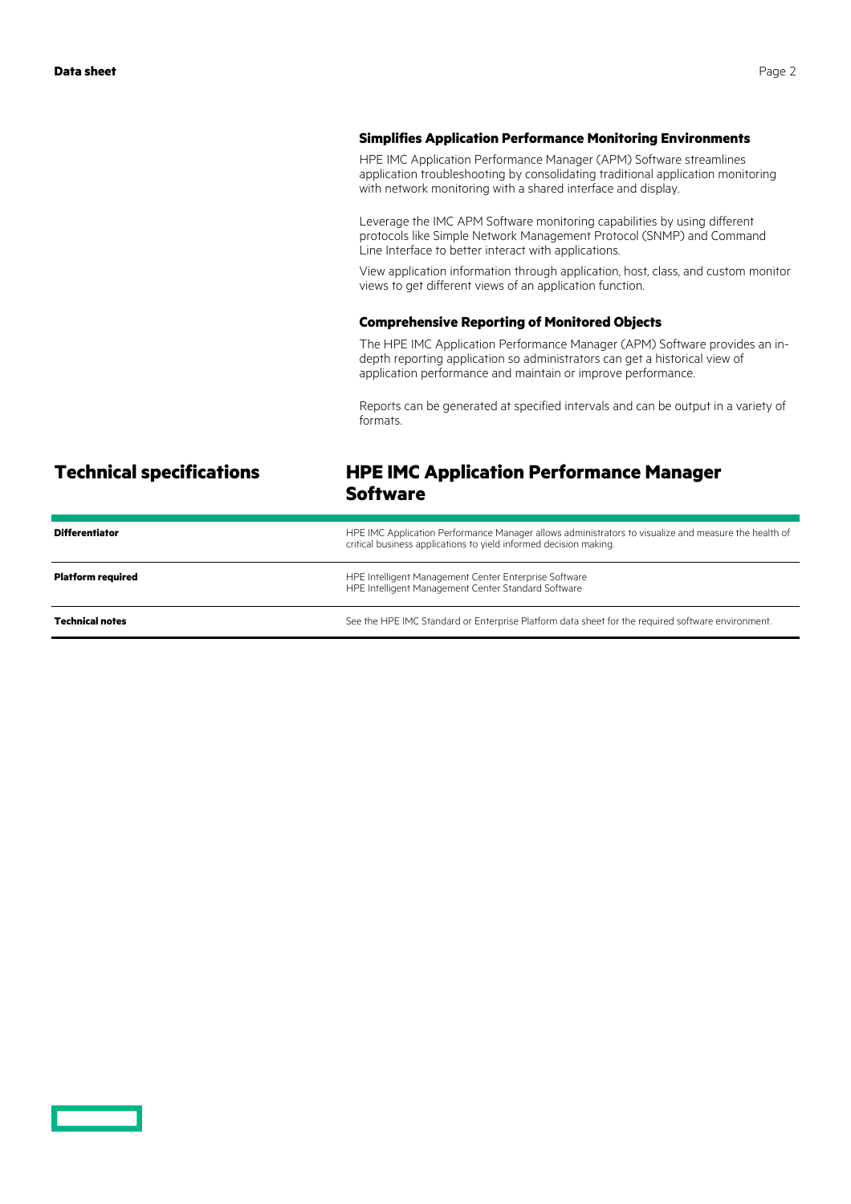### Simplifies Application Performance Monitoring Environments

HPE IMC Application Performance Manager (APM) Software streamlines application troubleshooting by consolidating traditional application monitoring with network monitoring with a shared interface and display.

Leverage the IMC APM Software monitoring capabilities by using different protocols like Simple Network Management Protocol (SNMP) and Command Line Interface to better interact with applications.

View application information through application, host, class, and custom monitor views to get different views of an application function.

### Comprehensive Reporting of Monitored Objects

The HPE IMC Application Performance Manager (APM) Software provides an in-depth reporting application so administrators can get a historical view of application performance and maintain or improve performance.

Reports can be generated at specified intervals and can be output in a variety of formats.

## Technical specifications

## HPE IMC Application Performance Manager Software

| | |
|---|---|
| **Differentiator** | HPE IMC Application Performance Manager allows administrators to visualize and measure the health of critical business applications to yield informed decision making. |
| **Platform required** | HPE Intelligent Management Center Enterprise Software<br>HPE Intelligent Management Center Standard Software |
| **Technical notes** | See the HPE IMC Standard or Enterprise Platform data sheet for the required software environment. |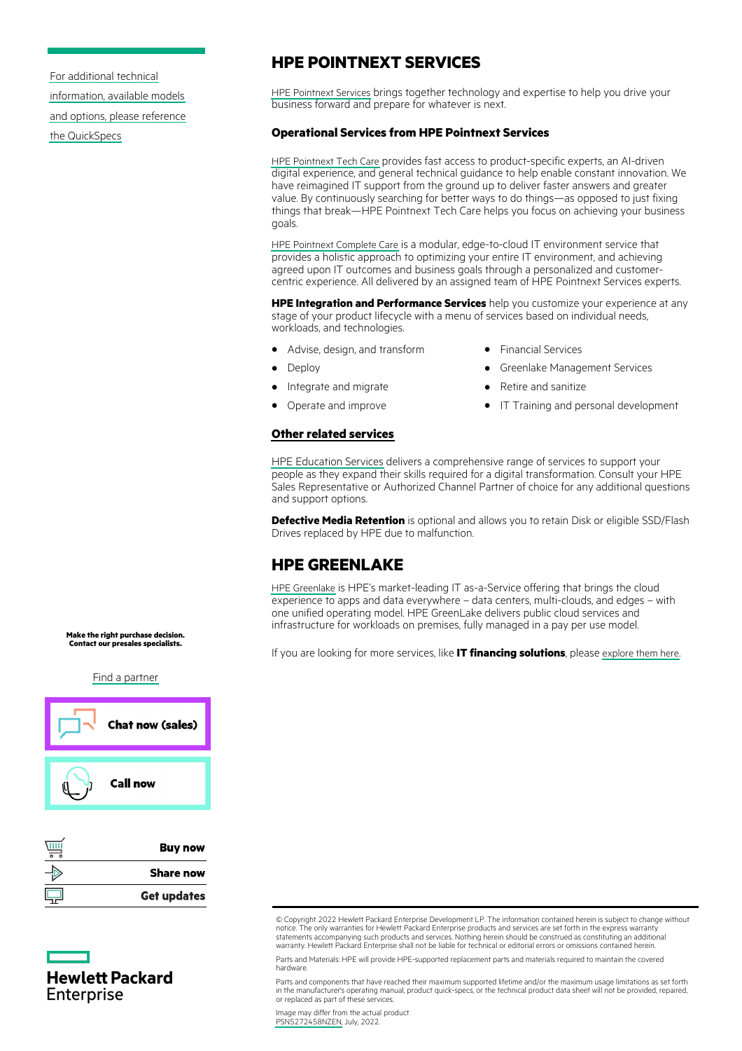For additional technical information, available models and options, please reference the QuickSpecs

# HPE POINTNEXT SERVICES

HPE Pointnext Services brings together technology and expertise to help you drive your business forward and prepare for whatever is next.

### Operational Services from HPE Pointnext Services

HPE Pointnext Tech Care provides fast access to product-specific experts, an AI-driven digital experience, and general technical guidance to help enable constant innovation. We have reimagined IT support from the ground up to deliver faster answers and greater value. By continuously searching for better ways to do things—as opposed to just fixing things that break—HPE Pointnext Tech Care helps you focus on achieving your business goals.

HPE Pointnext Complete Care is a modular, edge-to-cloud IT environment service that provides a holistic approach to optimizing your entire IT environment, and achieving agreed upon IT outcomes and business goals through a personalized and customer-centric experience. All delivered by an assigned team of HPE Pointnext Services experts.

**HPE Integration and Performance Services** help you customize your experience at any stage of your product lifecycle with a menu of services based on individual needs, workloads, and technologies.

- Advise, design, and transform
- Deploy
- Integrate and migrate
- Operate and improve
- Financial Services
- Greenlake Management Services
- Retire and sanitize
- IT Training and personal development

### Other related services

HPE Education Services delivers a comprehensive range of services to support your people as they expand their skills required for a digital transformation. Consult your HPE Sales Representative or Authorized Channel Partner of choice for any additional questions and support options.

**Defective Media Retention** is optional and allows you to retain Disk or eligible SSD/Flash Drives replaced by HPE due to malfunction.

# HPE GREENLAKE

HPE Greenlake is HPE's market-leading IT as-a-Service offering that brings the cloud experience to apps and data everywhere – data centers, multi-clouds, and edges – with one unified operating model. HPE GreenLake delivers public cloud services and infrastructure for workloads on premises, fully managed in a pay per use model.

If you are looking for more services, like **IT financing solutions**, please explore them here.

**Make the right purchase decision. Contact our presales specialists.**

Find a partner

Chat now (sales)

Call now

Buy now

Share now

Get updates

© Copyright 2022 Hewlett Packard Enterprise Development LP. The information contained herein is subject to change without notice. The only warranties for Hewlett Packard Enterprise products and services are set forth in the express warranty statements accompanying such products and services. Nothing herein should be construed as constituting an additional warranty. Hewlett Packard Enterprise shall not be liable for technical or editorial errors or omissions contained herein.

Parts and Materials: HPE will provide HPE-supported replacement parts and materials required to maintain the covered hardware.

Parts and components that have reached their maximum supported lifetime and/or the maximum usage limitations as set forth in the manufacturer's operating manual, product quick-specs, or the technical product data sheet will not be provided, repaired, or replaced as part of these services.

Image may differ from the actual product

PSN5272458NZEN, July, 2022.

Hewlett Packard Enterprise